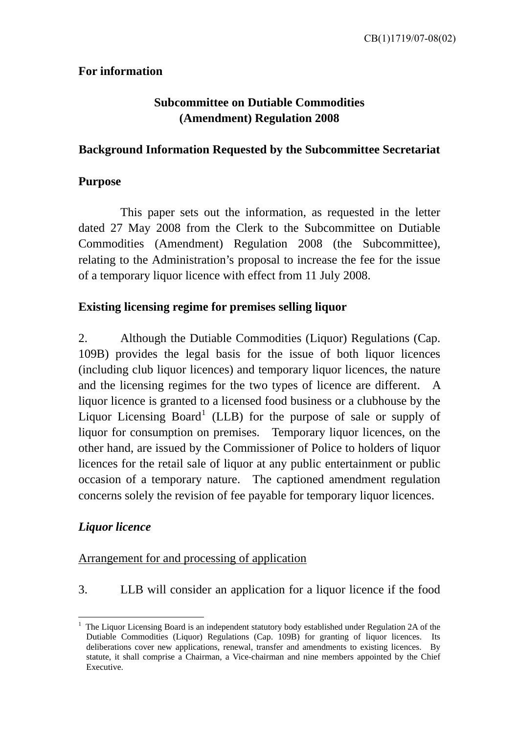CB(1)1719/07-08(02)

**For information**

# Subcommittee on Dutiable Commodities (Amendment) Regulation 2008

## Background Information Requested by the Subcommittee Secretariat

### Purpose

This paper sets out the information, as requested in the letter dated 27 May 2008 from the Clerk to the Subcommittee on Dutiable Commodities (Amendment) Regulation 2008 (the Subcommittee), relating to the Administration's proposal to increase the fee for the issue of a temporary liquor licence with effect from 11 July 2008.

### Existing licensing regime for premises selling liquor

2. Although the Dutiable Commodities (Liquor) Regulations (Cap. 109B) provides the legal basis for the issue of both liquor licences (including club liquor licences) and temporary liquor licences, the nature and the licensing regimes for the two types of licence are different. A liquor licence is granted to a licensed food business or a clubhouse by the Liquor Licensing Board[1] (LLB) for the purpose of sale or supply of liquor for consumption on premises. Temporary liquor licences, on the other hand, are issued by the Commissioner of Police to holders of liquor licences for the retail sale of liquor at any public entertainment or public occasion of a temporary nature. The captioned amendment regulation concerns solely the revision of fee payable for temporary liquor licences.

#### *Liquor licence*

<u>Arrangement for and processing of application</u>

3. LLB will consider an application for a liquor licence if the food

---

[1] The Liquor Licensing Board is an independent statutory body established under Regulation 2A of the Dutiable Commodities (Liquor) Regulations (Cap. 109B) for granting of liquor licences. Its deliberations cover new applications, renewal, transfer and amendments to existing licences. By statute, it shall comprise a Chairman, a Vice-chairman and nine members appointed by the Chief Executive.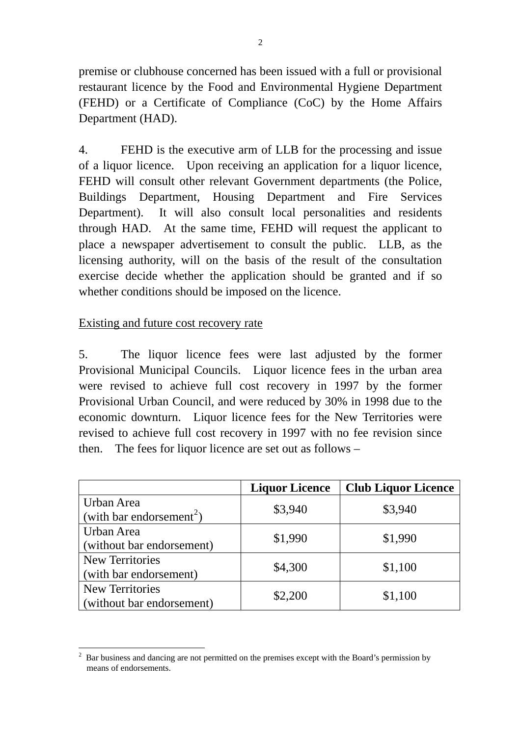premise or clubhouse concerned has been issued with a full or provisional restaurant licence by the Food and Environmental Hygiene Department (FEHD) or a Certificate of Compliance (CoC) by the Home Affairs Department (HAD).

4. FEHD is the executive arm of LLB for the processing and issue of a liquor licence. Upon receiving an application for a liquor licence, FEHD will consult other relevant Government departments (the Police, Buildings Department, Housing Department and Fire Services Department). It will also consult local personalities and residents through HAD. At the same time, FEHD will request the applicant to place a newspaper advertisement to consult the public. LLB, as the licensing authority, will on the basis of the result of the consultation exercise decide whether the application should be granted and if so whether conditions should be imposed on the licence.

<u>Existing and future cost recovery rate</u>

5. The liquor licence fees were last adjusted by the former Provisional Municipal Councils. Liquor licence fees in the urban area were revised to achieve full cost recovery in 1997 by the former Provisional Urban Council, and were reduced by 30% in 1998 due to the economic downturn. Liquor licence fees for the New Territories were revised to achieve full cost recovery in 1997 with no fee revision since then. The fees for liquor licence are set out as follows –

| | **Liquor Licence** | **Club Liquor Licence** |
|---|---|---|
| Urban Area (with bar endorsement[2]) | $3,940 | $3,940 |
| Urban Area (without bar endorsement) | $1,990 | $1,990 |
| New Territories (with bar endorsement) | $4,300 | $1,100 |
| New Territories (without bar endorsement) | $2,200 | $1,100 |

[2] Bar business and dancing are not permitted on the premises except with the Board's permission by means of endorsements.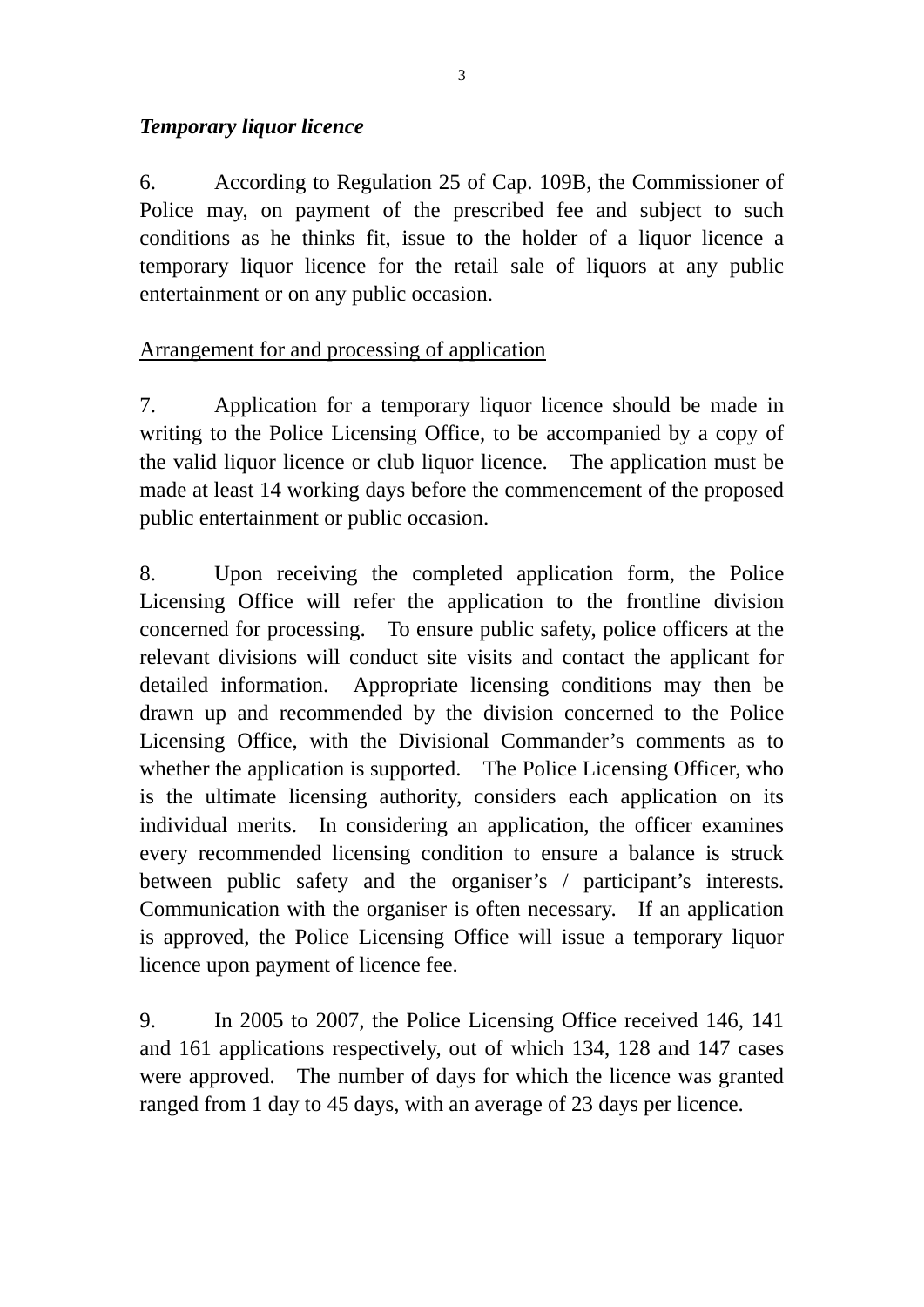***Temporary liquor licence***

6. According to Regulation 25 of Cap. 109B, the Commissioner of Police may, on payment of the prescribed fee and subject to such conditions as he thinks fit, issue to the holder of a liquor licence a temporary liquor licence for the retail sale of liquors at any public entertainment or on any public occasion.

<u>Arrangement for and processing of application</u>

7. Application for a temporary liquor licence should be made in writing to the Police Licensing Office, to be accompanied by a copy of the valid liquor licence or club liquor licence. The application must be made at least 14 working days before the commencement of the proposed public entertainment or public occasion.

8. Upon receiving the completed application form, the Police Licensing Office will refer the application to the frontline division concerned for processing. To ensure public safety, police officers at the relevant divisions will conduct site visits and contact the applicant for detailed information. Appropriate licensing conditions may then be drawn up and recommended by the division concerned to the Police Licensing Office, with the Divisional Commander's comments as to whether the application is supported. The Police Licensing Officer, who is the ultimate licensing authority, considers each application on its individual merits. In considering an application, the officer examines every recommended licensing condition to ensure a balance is struck between public safety and the organiser's / participant's interests. Communication with the organiser is often necessary. If an application is approved, the Police Licensing Office will issue a temporary liquor licence upon payment of licence fee.

9. In 2005 to 2007, the Police Licensing Office received 146, 141 and 161 applications respectively, out of which 134, 128 and 147 cases were approved. The number of days for which the licence was granted ranged from 1 day to 45 days, with an average of 23 days per licence.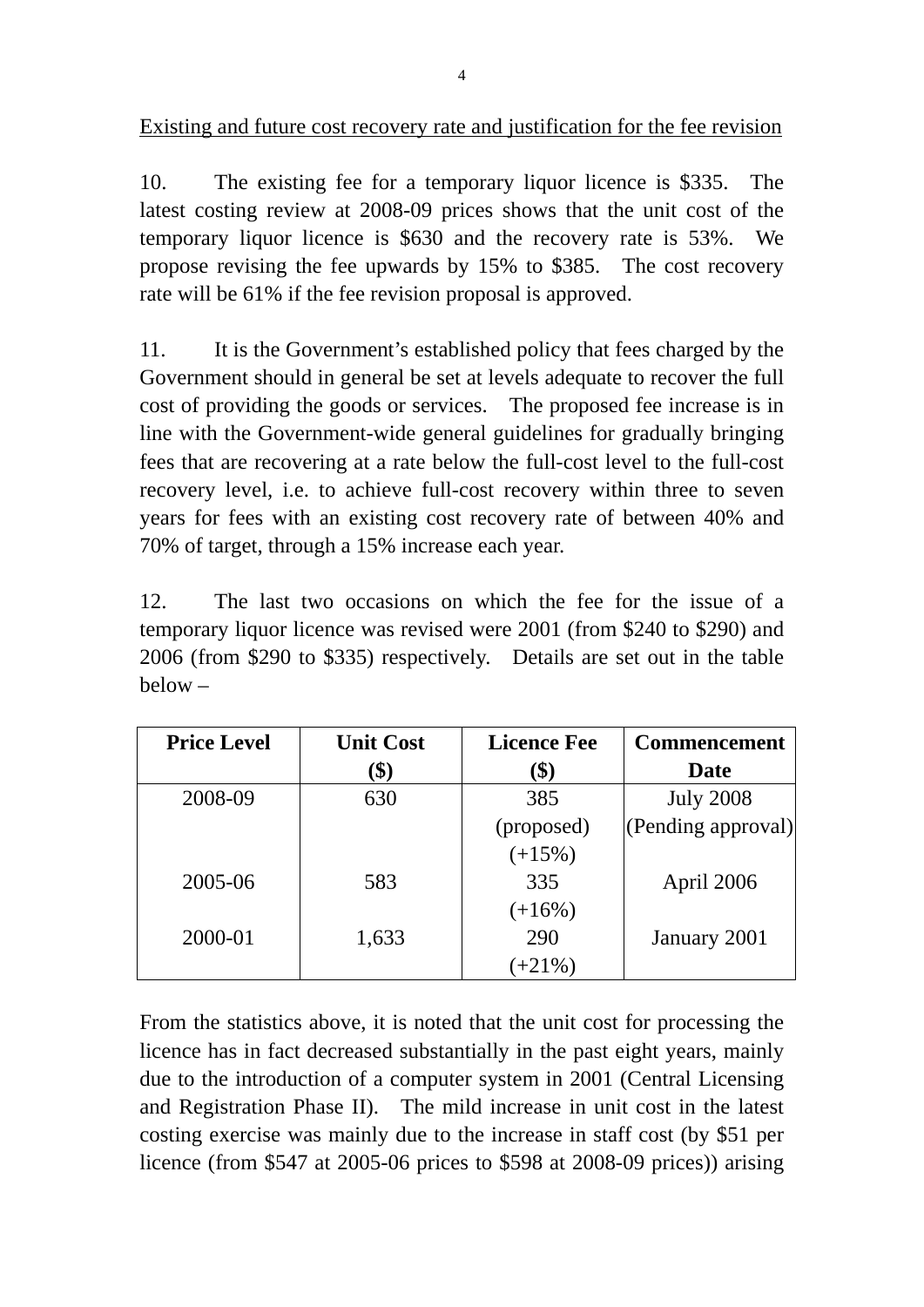<u>Existing and future cost recovery rate and justification for the fee revision</u>

10. The existing fee for a temporary liquor licence is $335. The latest costing review at 2008-09 prices shows that the unit cost of the temporary liquor licence is $630 and the recovery rate is 53%. We propose revising the fee upwards by 15% to $385. The cost recovery rate will be 61% if the fee revision proposal is approved.

11. It is the Government's established policy that fees charged by the Government should in general be set at levels adequate to recover the full cost of providing the goods or services. The proposed fee increase is in line with the Government-wide general guidelines for gradually bringing fees that are recovering at a rate below the full-cost level to the full-cost recovery level, i.e. to achieve full-cost recovery within three to seven years for fees with an existing cost recovery rate of between 40% and 70% of target, through a 15% increase each year.

12. The last two occasions on which the fee for the issue of a temporary liquor licence was revised were 2001 (from $240 to $290) and 2006 (from $290 to $335) respectively. Details are set out in the table below –

| Price Level | Unit Cost ($) | Licence Fee ($) | Commencement Date |
|---|---|---|---|
| 2008-09 | 630 | 385 (proposed) (+15%) | July 2008 (Pending approval) |
| 2005-06 | 583 | 335 (+16%) | April 2006 |
| 2000-01 | 1,633 | 290 (+21%) | January 2001 |

From the statistics above, it is noted that the unit cost for processing the licence has in fact decreased substantially in the past eight years, mainly due to the introduction of a computer system in 2001 (Central Licensing and Registration Phase II). The mild increase in unit cost in the latest costing exercise was mainly due to the increase in staff cost (by $51 per licence (from $547 at 2005-06 prices to $598 at 2008-09 prices)) arising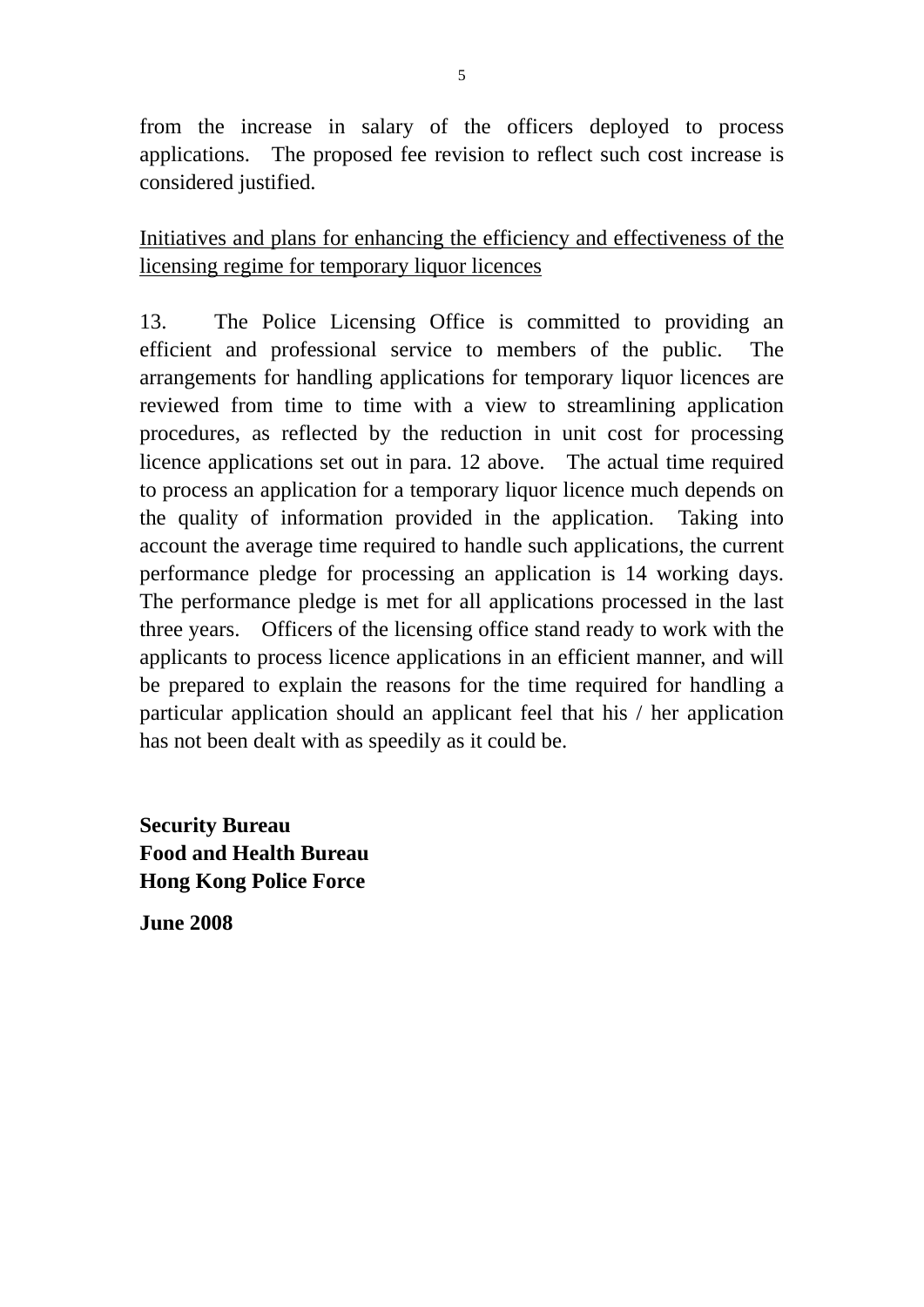from the increase in salary of the officers deployed to process applications. The proposed fee revision to reflect such cost increase is considered justified.

Initiatives and plans for enhancing the efficiency and effectiveness of the licensing regime for temporary liquor licences

13. The Police Licensing Office is committed to providing an efficient and professional service to members of the public. The arrangements for handling applications for temporary liquor licences are reviewed from time to time with a view to streamlining application procedures, as reflected by the reduction in unit cost for processing licence applications set out in para. 12 above. The actual time required to process an application for a temporary liquor licence much depends on the quality of information provided in the application. Taking into account the average time required to handle such applications, the current performance pledge for processing an application is 14 working days. The performance pledge is met for all applications processed in the last three years. Officers of the licensing office stand ready to work with the applicants to process licence applications in an efficient manner, and will be prepared to explain the reasons for the time required for handling a particular application should an applicant feel that his / her application has not been dealt with as speedily as it could be.

**Security Bureau**
**Food and Health Bureau**
**Hong Kong Police Force**

**June 2008**